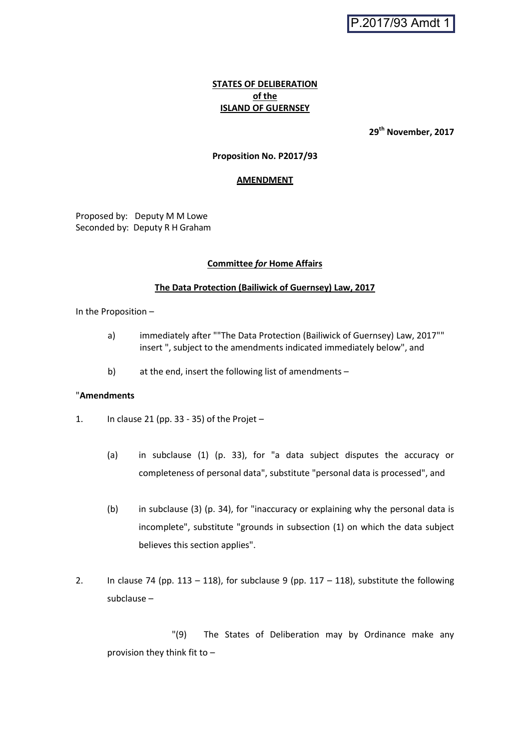P.2017/93 Amdt 1

**STATES OF DELIBERATION**
**of the**
**ISLAND OF GUERNSEY**

**29th November, 2017**

**Proposition No. P2017/93**

**AMENDMENT**

Proposed by: Deputy M M Lowe
Seconded by: Deputy R H Graham

**Committee *for* Home Affairs**

**The Data Protection (Bailiwick of Guernsey) Law, 2017**

In the Proposition –

a) immediately after ""The Data Protection (Bailiwick of Guernsey) Law, 2017"" insert ", subject to the amendments indicated immediately below", and

b) at the end, insert the following list of amendments –

"**Amendments**

1. In clause 21 (pp. 33 - 35) of the Projet –

   (a) in subclause (1) (p. 33), for "a data subject disputes the accuracy or completeness of personal data", substitute "personal data is processed", and

   (b) in subclause (3) (p. 34), for "inaccuracy or explaining why the personal data is incomplete", substitute "grounds in subsection (1) on which the data subject believes this section applies".

2. In clause 74 (pp. 113 – 118), for subclause 9 (pp. 117 – 118), substitute the following subclause –

   "(9) The States of Deliberation may by Ordinance make any provision they think fit to –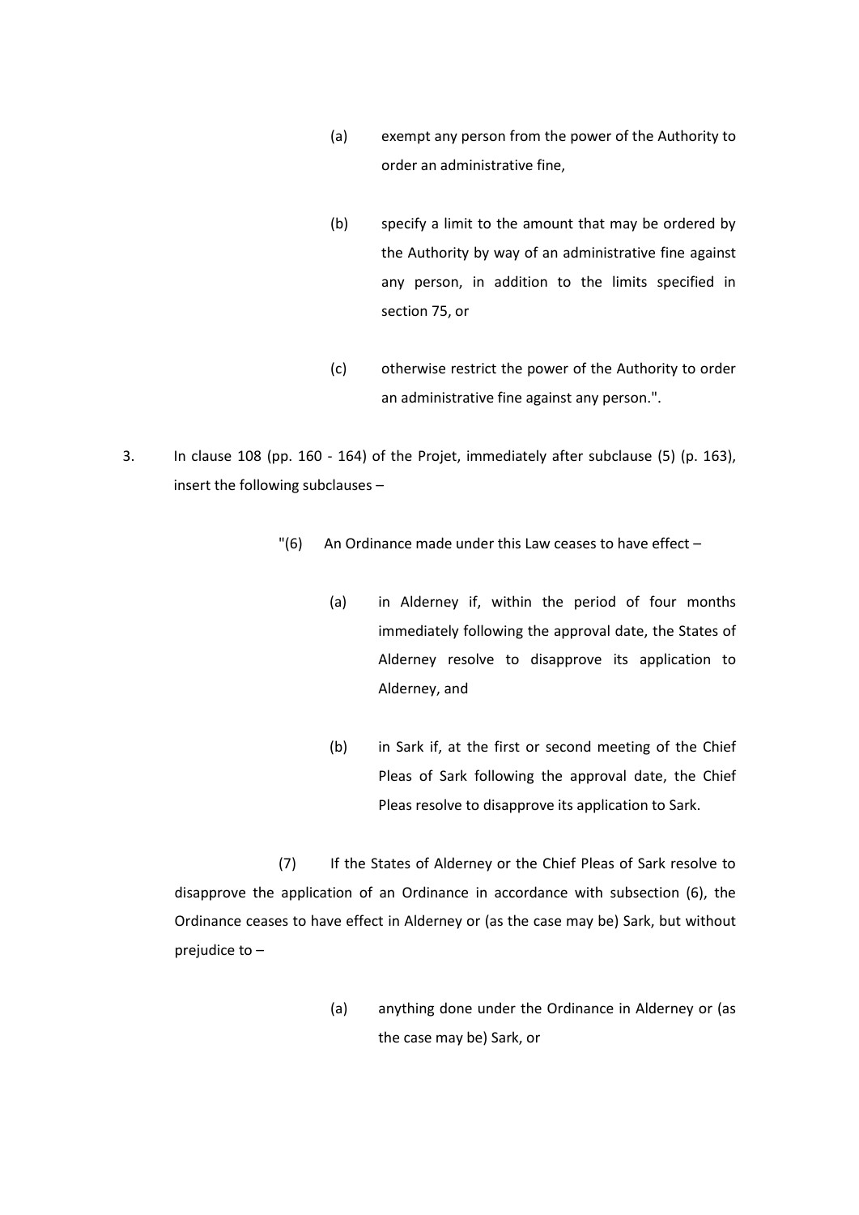(a) exempt any person from the power of the Authority to order an administrative fine,

(b) specify a limit to the amount that may be ordered by the Authority by way of an administrative fine against any person, in addition to the limits specified in section 75, or

(c) otherwise restrict the power of the Authority to order an administrative fine against any person.".

3. In clause 108 (pp. 160 - 164) of the Projet, immediately after subclause (5) (p. 163), insert the following subclauses –

"(6) An Ordinance made under this Law ceases to have effect –

(a) in Alderney if, within the period of four months immediately following the approval date, the States of Alderney resolve to disapprove its application to Alderney, and

(b) in Sark if, at the first or second meeting of the Chief Pleas of Sark following the approval date, the Chief Pleas resolve to disapprove its application to Sark.

(7) If the States of Alderney or the Chief Pleas of Sark resolve to disapprove the application of an Ordinance in accordance with subsection (6), the Ordinance ceases to have effect in Alderney or (as the case may be) Sark, but without prejudice to –

(a) anything done under the Ordinance in Alderney or (as the case may be) Sark, or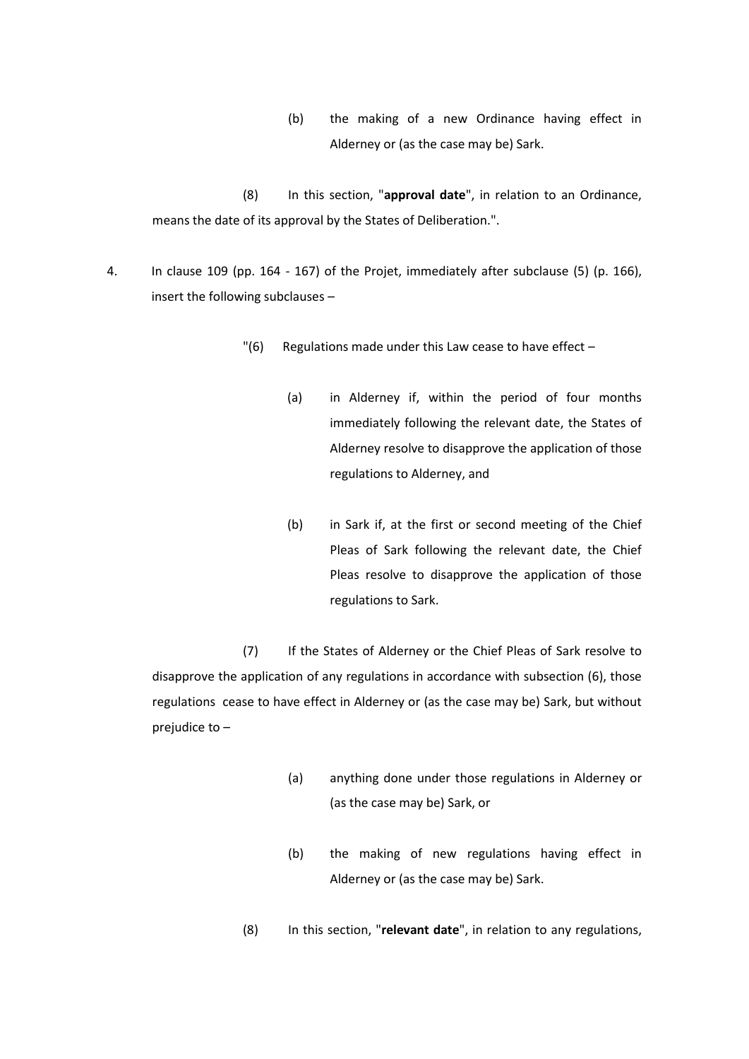(b) the making of a new Ordinance having effect in Alderney or (as the case may be) Sark.

(8) In this section, "**approval date**", in relation to an Ordinance, means the date of its approval by the States of Deliberation.".

4. In clause 109 (pp. 164 - 167) of the Projet, immediately after subclause (5) (p. 166), insert the following subclauses –

"(6) Regulations made under this Law cease to have effect –

(a) in Alderney if, within the period of four months immediately following the relevant date, the States of Alderney resolve to disapprove the application of those regulations to Alderney, and

(b) in Sark if, at the first or second meeting of the Chief Pleas of Sark following the relevant date, the Chief Pleas resolve to disapprove the application of those regulations to Sark.

(7) If the States of Alderney or the Chief Pleas of Sark resolve to disapprove the application of any regulations in accordance with subsection (6), those regulations cease to have effect in Alderney or (as the case may be) Sark, but without prejudice to –

(a) anything done under those regulations in Alderney or (as the case may be) Sark, or

(b) the making of new regulations having effect in Alderney or (as the case may be) Sark.

(8) In this section, "**relevant date**", in relation to any regulations,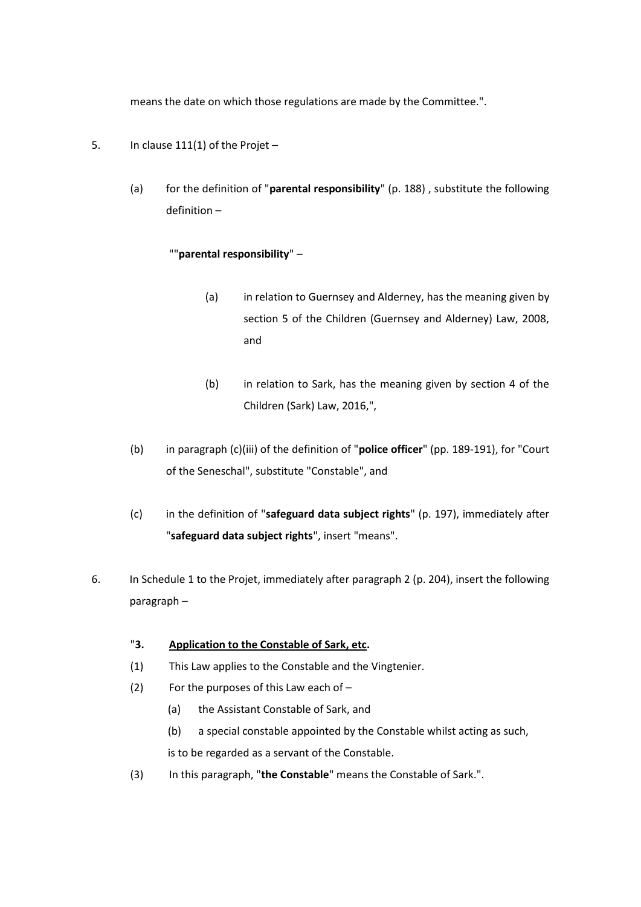means the date on which those regulations are made by the Committee.".

5. In clause 111(1) of the Projet –

   (a) for the definition of "**parental responsibility**" (p. 188) , substitute the following definition –

      ""**parental responsibility**" –

      (a) in relation to Guernsey and Alderney, has the meaning given by section 5 of the Children (Guernsey and Alderney) Law, 2008, and

      (b) in relation to Sark, has the meaning given by section 4 of the Children (Sark) Law, 2016,",

   (b) in paragraph (c)(iii) of the definition of "**police officer**" (pp. 189-191), for "Court of the Seneschal", substitute "Constable", and

   (c) in the definition of "**safeguard data subject rights**" (p. 197), immediately after "**safeguard data subject rights**", insert "means".

6. In Schedule 1 to the Projet, immediately after paragraph 2 (p. 204), insert the following paragraph –

   "**3. <u>Application to the Constable of Sark, etc</u>.**

   (1) This Law applies to the Constable and the Vingtenier.

   (2) For the purposes of this Law each of –

      (a) the Assistant Constable of Sark, and

      (b) a special constable appointed by the Constable whilst acting as such,

      is to be regarded as a servant of the Constable.

   (3) In this paragraph, "**the Constable**" means the Constable of Sark.".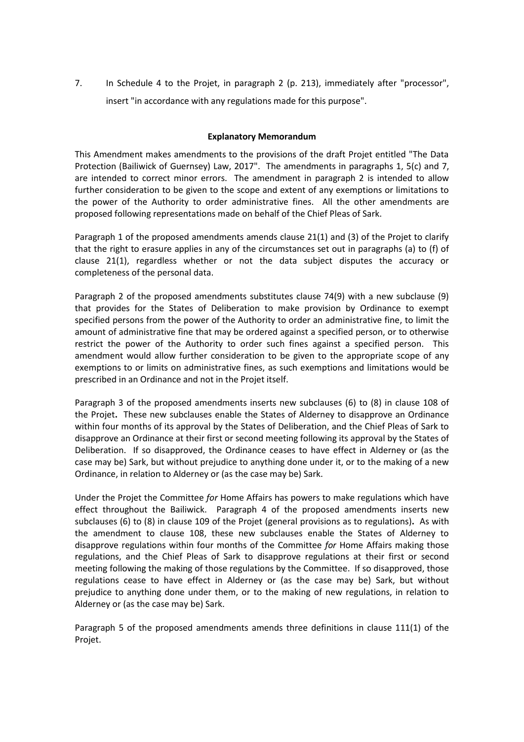7. In Schedule 4 to the Projet, in paragraph 2 (p. 213), immediately after "processor", insert "in accordance with any regulations made for this purpose".

**Explanatory Memorandum**

This Amendment makes amendments to the provisions of the draft Projet entitled "The Data Protection (Bailiwick of Guernsey) Law, 2017". The amendments in paragraphs 1, 5(c) and 7, are intended to correct minor errors. The amendment in paragraph 2 is intended to allow further consideration to be given to the scope and extent of any exemptions or limitations to the power of the Authority to order administrative fines. All the other amendments are proposed following representations made on behalf of the Chief Pleas of Sark.

Paragraph 1 of the proposed amendments amends clause 21(1) and (3) of the Projet to clarify that the right to erasure applies in any of the circumstances set out in paragraphs (a) to (f) of clause 21(1), regardless whether or not the data subject disputes the accuracy or completeness of the personal data.

Paragraph 2 of the proposed amendments substitutes clause 74(9) with a new subclause (9) that provides for the States of Deliberation to make provision by Ordinance to exempt specified persons from the power of the Authority to order an administrative fine, to limit the amount of administrative fine that may be ordered against a specified person, or to otherwise restrict the power of the Authority to order such fines against a specified person. This amendment would allow further consideration to be given to the appropriate scope of any exemptions to or limits on administrative fines, as such exemptions and limitations would be prescribed in an Ordinance and not in the Projet itself.

Paragraph 3 of the proposed amendments inserts new subclauses (6) to (8) in clause 108 of the Projet**.** These new subclauses enable the States of Alderney to disapprove an Ordinance within four months of its approval by the States of Deliberation, and the Chief Pleas of Sark to disapprove an Ordinance at their first or second meeting following its approval by the States of Deliberation. If so disapproved, the Ordinance ceases to have effect in Alderney or (as the case may be) Sark, but without prejudice to anything done under it, or to the making of a new Ordinance, in relation to Alderney or (as the case may be) Sark.

Under the Projet the Committee *for* Home Affairs has powers to make regulations which have effect throughout the Bailiwick. Paragraph 4 of the proposed amendments inserts new subclauses (6) to (8) in clause 109 of the Projet (general provisions as to regulations)**.** As with the amendment to clause 108, these new subclauses enable the States of Alderney to disapprove regulations within four months of the Committee *for* Home Affairs making those regulations, and the Chief Pleas of Sark to disapprove regulations at their first or second meeting following the making of those regulations by the Committee. If so disapproved, those regulations cease to have effect in Alderney or (as the case may be) Sark, but without prejudice to anything done under them, or to the making of new regulations, in relation to Alderney or (as the case may be) Sark.

Paragraph 5 of the proposed amendments amends three definitions in clause 111(1) of the Projet.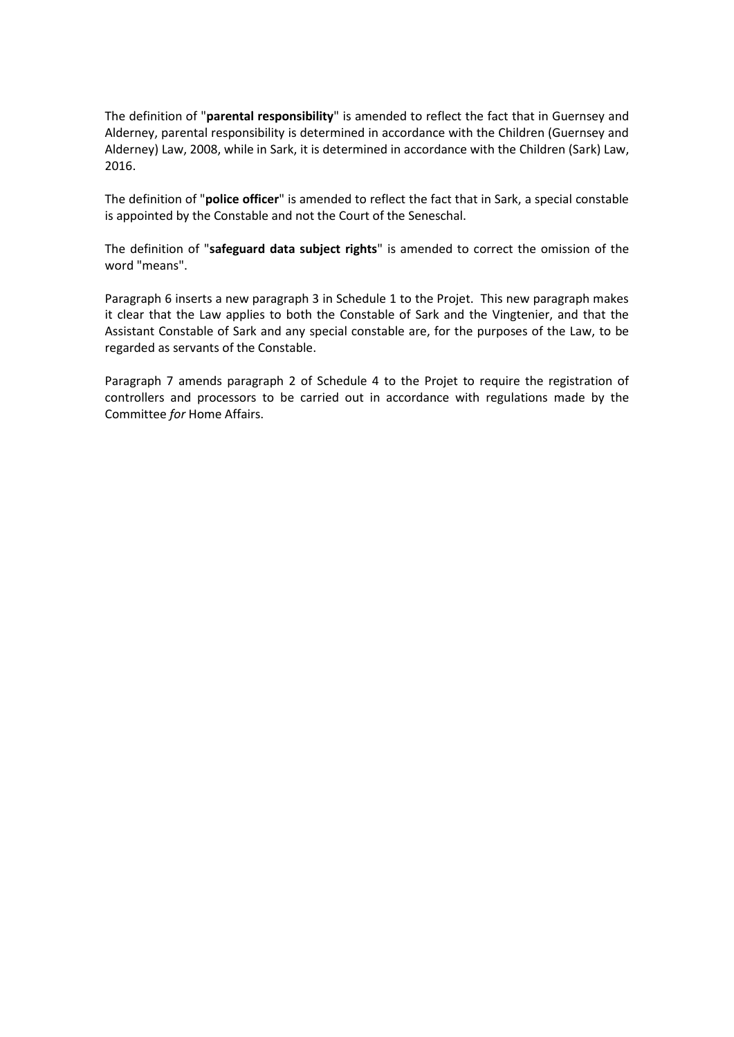The definition of "**parental responsibility**" is amended to reflect the fact that in Guernsey and Alderney, parental responsibility is determined in accordance with the Children (Guernsey and Alderney) Law, 2008, while in Sark, it is determined in accordance with the Children (Sark) Law, 2016.

The definition of "**police officer**" is amended to reflect the fact that in Sark, a special constable is appointed by the Constable and not the Court of the Seneschal.

The definition of "**safeguard data subject rights**" is amended to correct the omission of the word "means".

Paragraph 6 inserts a new paragraph 3 in Schedule 1 to the Projet. This new paragraph makes it clear that the Law applies to both the Constable of Sark and the Vingtenier, and that the Assistant Constable of Sark and any special constable are, for the purposes of the Law, to be regarded as servants of the Constable.

Paragraph 7 amends paragraph 2 of Schedule 4 to the Projet to require the registration of controllers and processors to be carried out in accordance with regulations made by the Committee *for* Home Affairs.